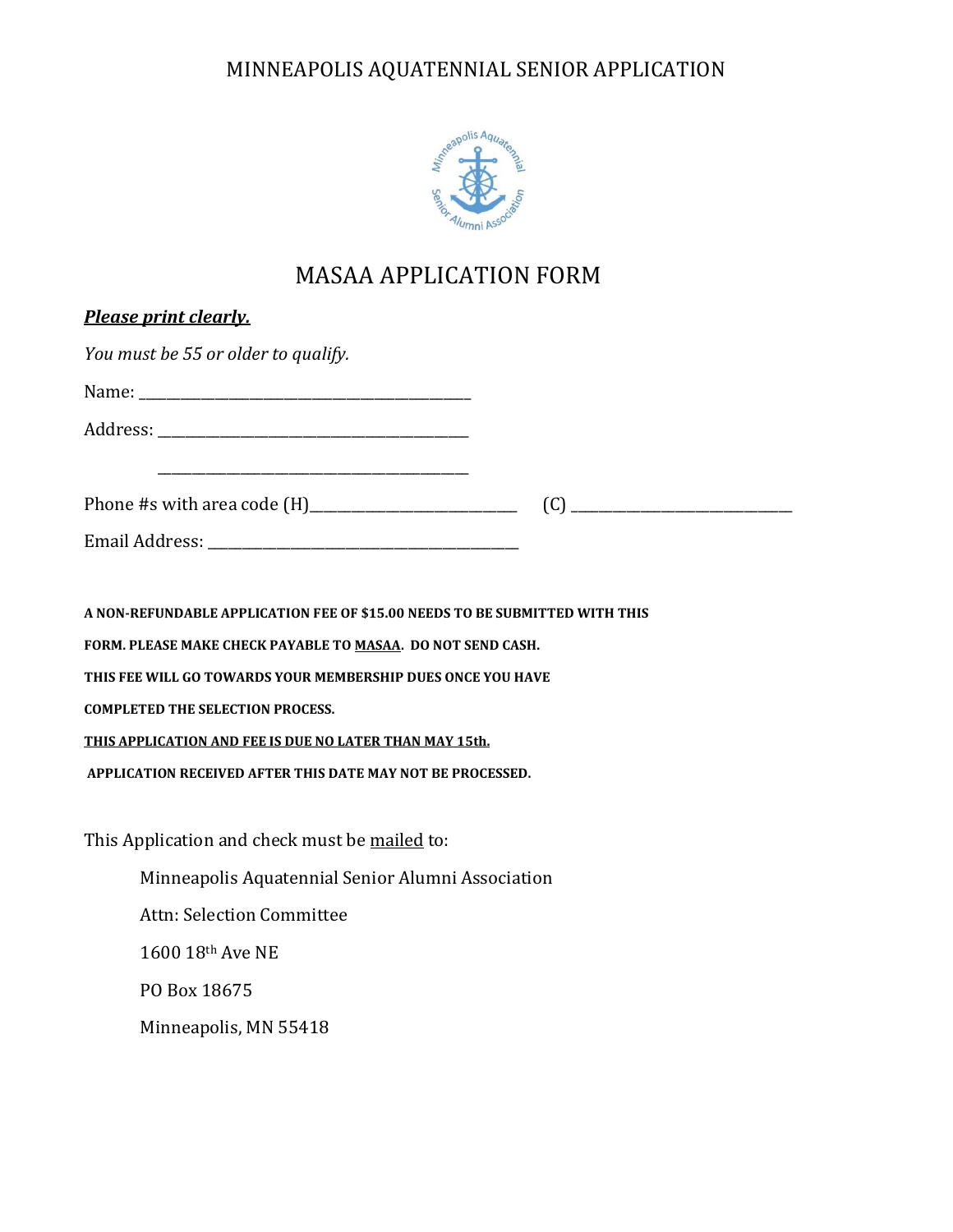# MINNEAPOLIS AQUATENNIAL SENIOR APPLICATION

## MASAA APPLICATION FORM

***Please print clearly.***

*You must be 55 or older to qualify.*

Name: _______________________________________________

Address: ____________________________________________

_____________________________________________

Phone #s with area code (H)_____________________________ (C) _______________________________

Email Address: ____________________________________________

**A NON-REFUNDABLE APPLICATION FEE OF $15.00 NEEDS TO BE SUBMITTED WITH THIS FORM. PLEASE MAKE CHECK PAYABLE TO MASAA. DO NOT SEND CASH.**

**THIS FEE WILL GO TOWARDS YOUR MEMBERSHIP DUES ONCE YOU HAVE COMPLETED THE SELECTION PROCESS.**

**THIS APPLICATION AND FEE IS DUE NO LATER THAN MAY 15th.**

**APPLICATION RECEIVED AFTER THIS DATE MAY NOT BE PROCESSED.**

This Application and check must be mailed to:

Minneapolis Aquatennial Senior Alumni Association

Attn: Selection Committee

1600 18th Ave NE

PO Box 18675

Minneapolis, MN 55418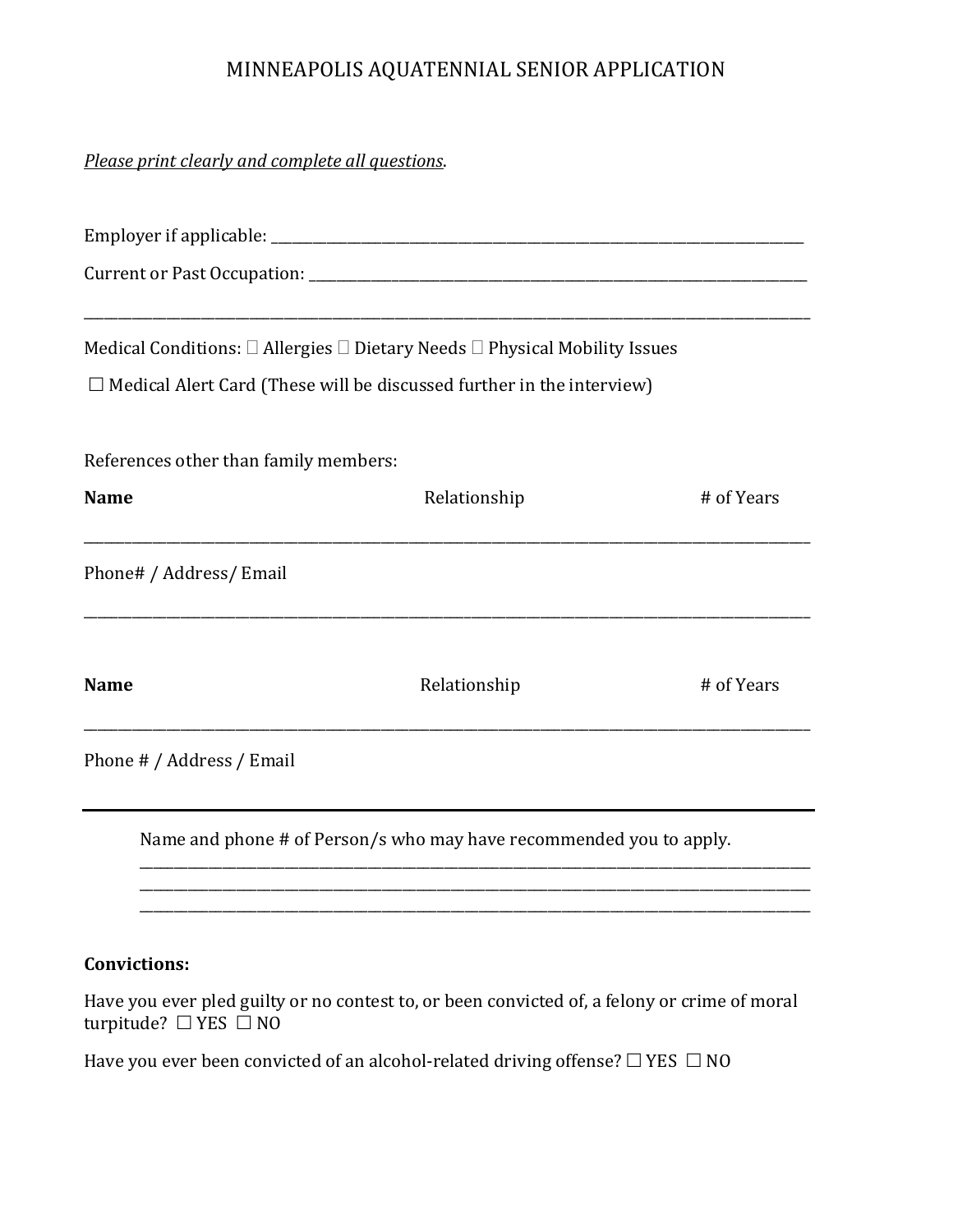MINNEAPOLIS AQUATENNIAL SENIOR APPLICATION

*Please print clearly and complete all questions.*

Employer if applicable: ___________________________________________________________________________

Current or Past Occupation: _____________________________________________________________________

_____________________________________________________________________________________________

Medical Conditions: ☐ Allergies ☐ Dietary Needs ☐ Physical Mobility Issues

☐ Medical Alert Card (These will be discussed further in the interview)

References other than family members:

**Name** Relationship # of Years

_____________________________________________________________________________________________

Phone# / Address/ Email

_____________________________________________________________________________________________

**Name** Relationship # of Years

_____________________________________________________________________________________________

Phone # / Address / Email

---

Name and phone # of Person/s who may have recommended you to apply.

_____________________________________________________________________________________________
_____________________________________________________________________________________________
_____________________________________________________________________________________________

**Convictions:**

Have you ever pled guilty or no contest to, or been convicted of, a felony or crime of moral turpitude? ☐ YES ☐ NO

Have you ever been convicted of an alcohol-related driving offense? ☐ YES ☐ NO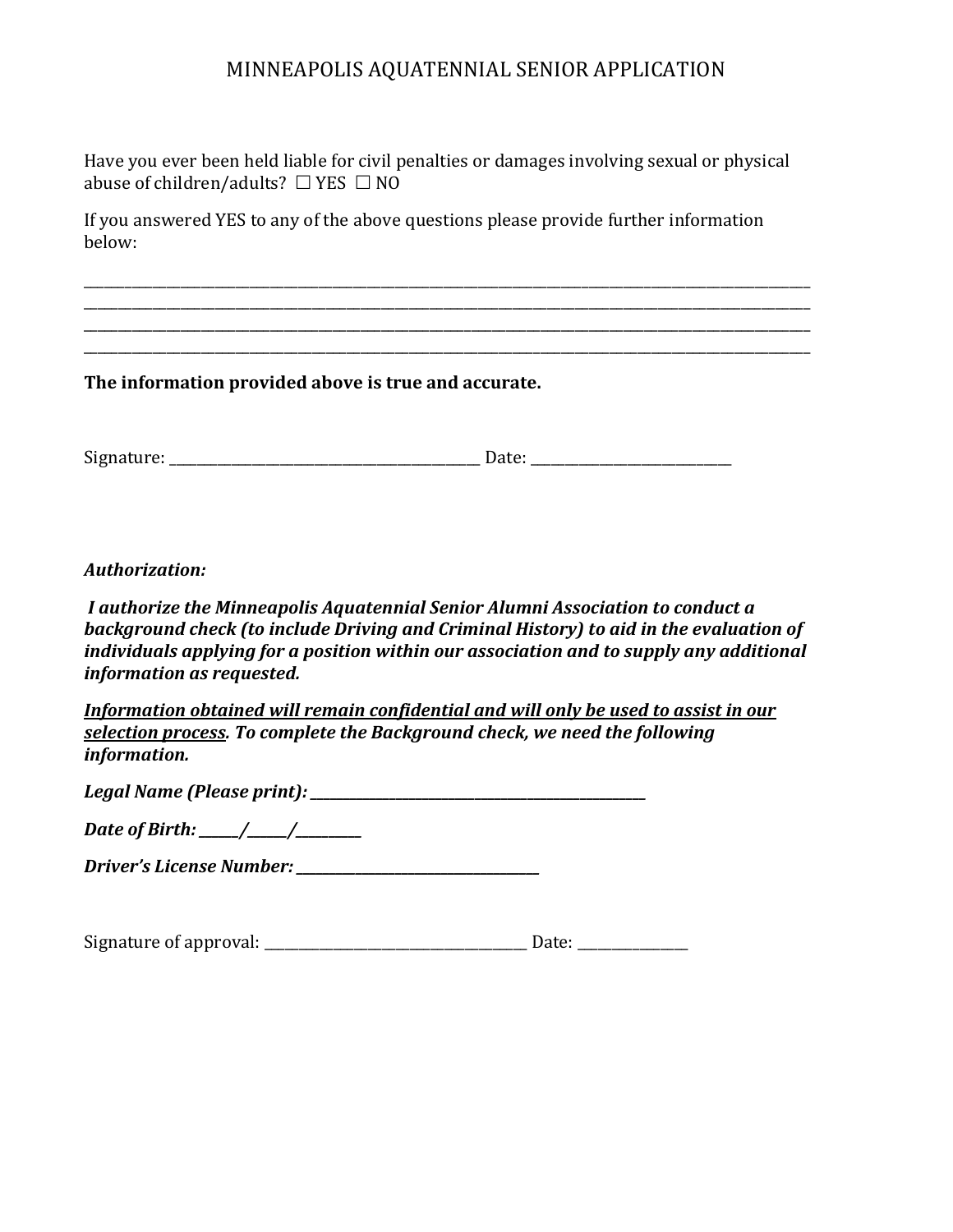MINNEAPOLIS AQUATENNIAL SENIOR APPLICATION

Have you ever been held liable for civil penalties or damages involving sexual or physical abuse of children/adults? ☐ YES ☐ NO

If you answered YES to any of the above questions please provide further information below:

______________________________________________________________________________________________
______________________________________________________________________________________________
______________________________________________________________________________________________
______________________________________________________________________________________________

**The information provided above is true and accurate.**

Signature: ________________________________________ Date: ___________________________

***Authorization:***

***I authorize the Minneapolis Aquatennial Senior Alumni Association to conduct a background check (to include Driving and Criminal History) to aid in the evaluation of individuals applying for a position within our association and to supply any additional information as requested.***

***<u>Information obtained will remain confidential and will only be used to assist in our selection process</u>. To complete the Background check, we need the following information.***

***Legal Name (Please print): _______________________________________________***

***Date of Birth: _____/_____/_________***

***Driver's License Number: _________________________________***

Signature of approval: ___________________________________ Date: _______________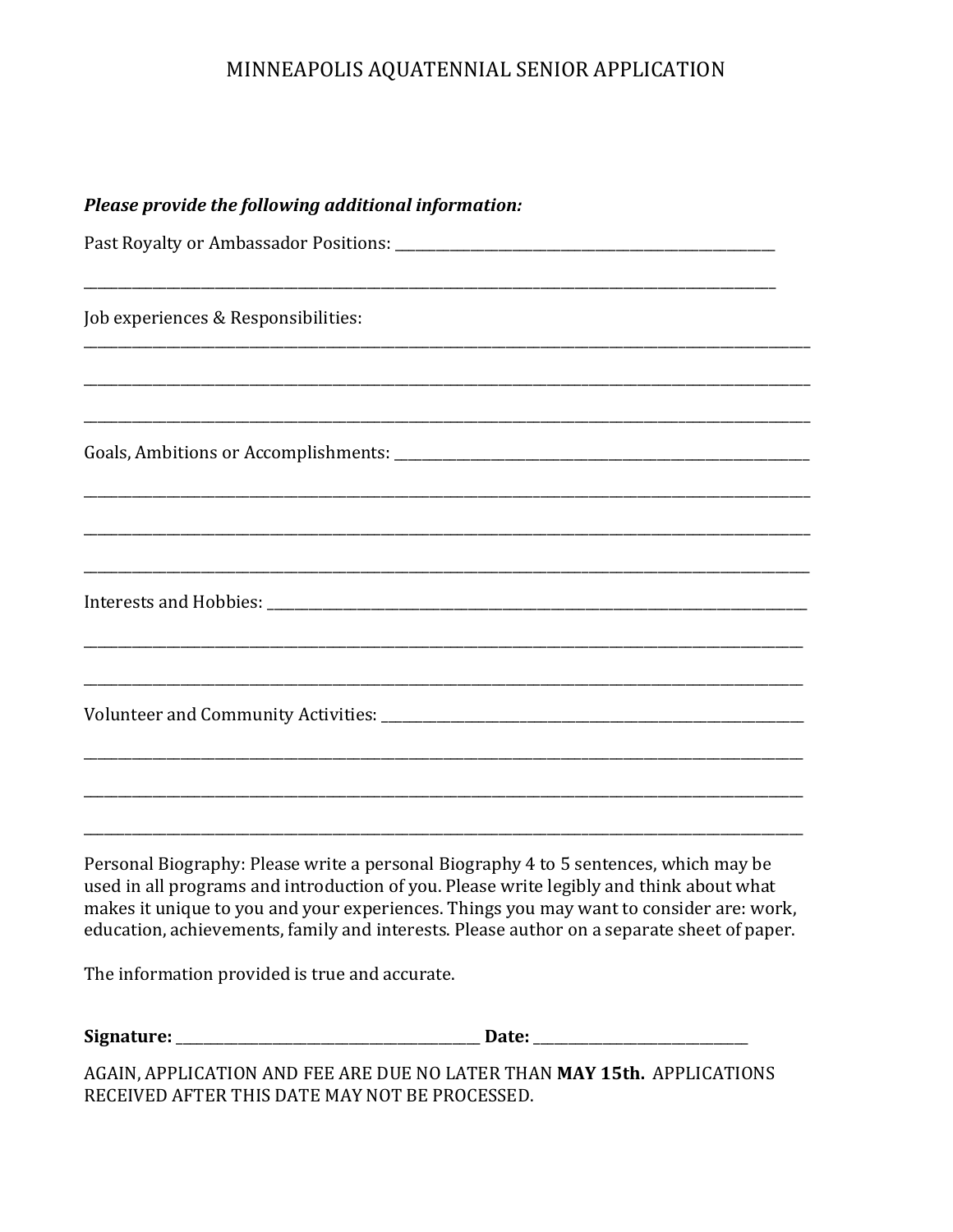# MINNEAPOLIS AQUATENNIAL SENIOR APPLICATION

***Please provide the following additional information:***

Past Royalty or Ambassador Positions: ___________________________________________

___________________________________________________________________________

Job experiences & Responsibilities:

___________________________________________________________________________

___________________________________________________________________________

___________________________________________________________________________

Goals, Ambitions or Accomplishments: ___________________________________________

___________________________________________________________________________

___________________________________________________________________________

___________________________________________________________________________

Interests and Hobbies: _____________________________________________________

___________________________________________________________________________

___________________________________________________________________________

Volunteer and Community Activities: ____________________________________________

___________________________________________________________________________

___________________________________________________________________________

___________________________________________________________________________

Personal Biography: Please write a personal Biography 4 to 5 sentences, which may be used in all programs and introduction of you. Please write legibly and think about what makes it unique to you and your experiences. Things you may want to consider are: work, education, achievements, family and interests. Please author on a separate sheet of paper.

The information provided is true and accurate.

**Signature:** ________________________________ **Date:** ______________________

AGAIN, APPLICATION AND FEE ARE DUE NO LATER THAN **MAY 15th.** APPLICATIONS RECEIVED AFTER THIS DATE MAY NOT BE PROCESSED.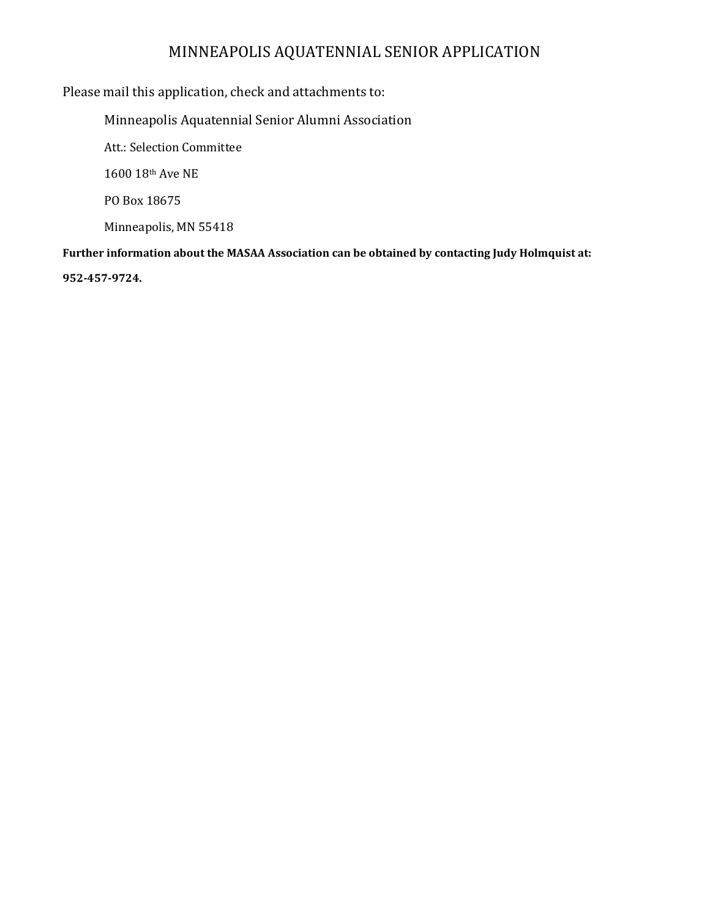# MINNEAPOLIS AQUATENNIAL SENIOR APPLICATION

Please mail this application, check and attachments to:

Minneapolis Aquatennial Senior Alumni Association

Att.: Selection Committee

1600 18th Ave NE

PO Box 18675

Minneapolis, MN 55418

**Further information about the MASAA Association can be obtained by contacting Judy Holmquist at:**

**952-457-9724.**